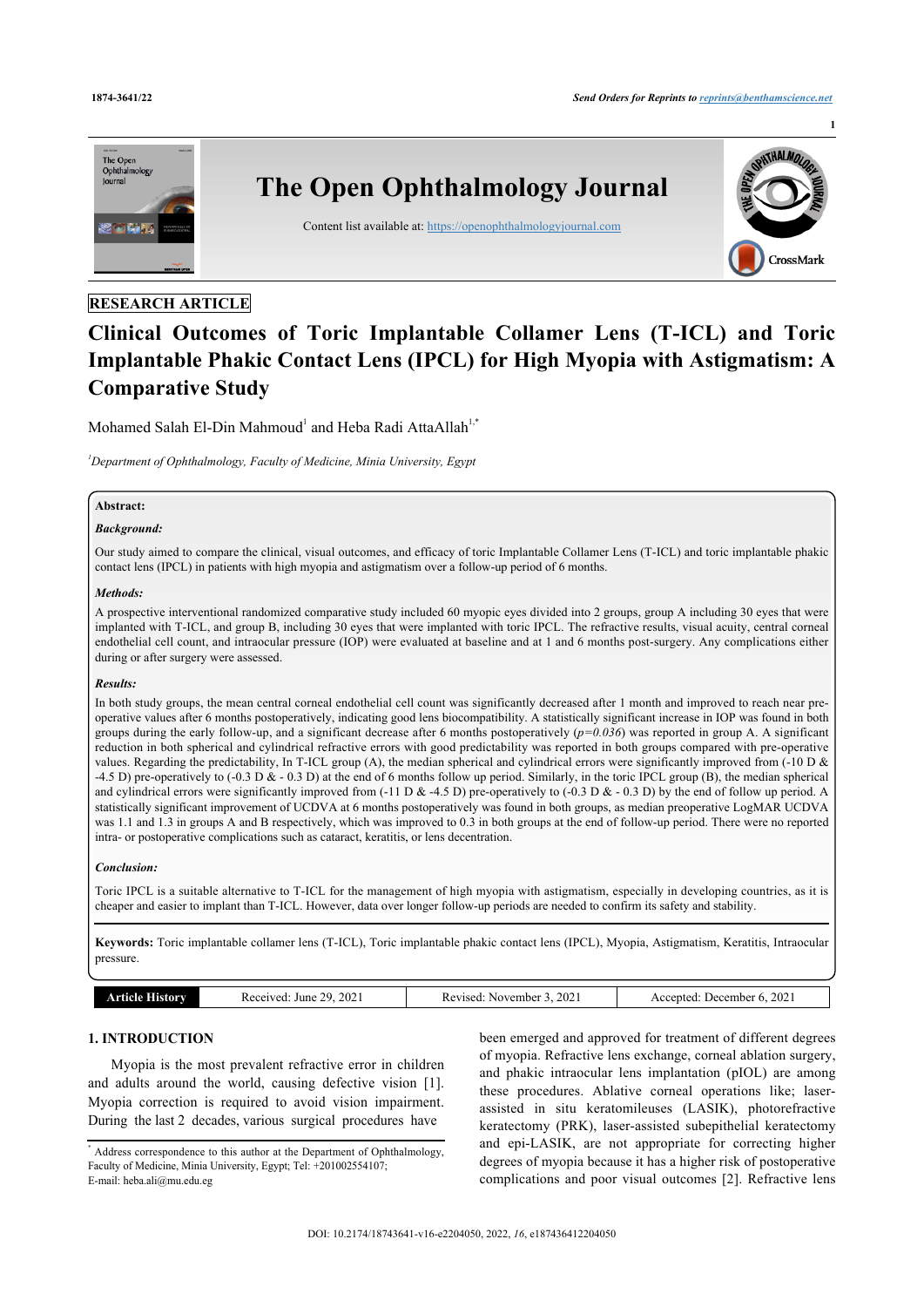**RESEARCH ARTICLE**

# Clinical Outcomes of Toric Implantable Collamer Lens (T-ICL) and Toric Implantable Phakic Contact Lens (IPCL) for High Myopia with Astigmatism: A Comparative Study

Mohamed Salah El-Din Mahmoud[1] and Heba Radi AttaAllah[1,*]

[1]*Department of Ophthalmology, Faculty of Medicine, Minia University, Egypt*

**Abstract:**

***Background:***

Our study aimed to compare the clinical, visual outcomes, and efficacy of toric Implantable Collamer Lens (T-ICL) and toric implantable phakic contact lens (IPCL) in patients with high myopia and astigmatism over a follow-up period of 6 months.

***Methods:***

A prospective interventional randomized comparative study included 60 myopic eyes divided into 2 groups, group A including 30 eyes that were implanted with T-ICL, and group B, including 30 eyes that were implanted with toric IPCL. The refractive results, visual acuity, central corneal endothelial cell count, and intraocular pressure (IOP) were evaluated at baseline and at 1 and 6 months post-surgery. Any complications either during or after surgery were assessed.

***Results:***

In both study groups, the mean central corneal endothelial cell count was significantly decreased after 1 month and improved to reach near pre-operative values after 6 months postoperatively, indicating good lens biocompatibility. A statistically significant increase in IOP was found in both groups during the early follow-up, and a significant decrease after 6 months postoperatively (*p=0.036*) was reported in group A. A significant reduction in both spherical and cylindrical refractive errors with good predictability was reported in both groups compared with pre-operative values. Regarding the predictability, In T-ICL group (A), the median spherical and cylindrical errors were significantly improved from (-10 D & -4.5 D) pre-operatively to (-0.3 D & - 0.3 D) at the end of 6 months follow up period. Similarly, in the toric IPCL group (B), the median spherical and cylindrical errors were significantly improved from (-11 D & -4.5 D) pre-operatively to (-0.3 D & - 0.3 D) by the end of follow up period. A statistically significant improvement of UCDVA at 6 months postoperatively was found in both groups, as median preoperative LogMAR UCDVA was 1.1 and 1.3 in groups A and B respectively, which was improved to 0.3 in both groups at the end of follow-up period. There were no reported intra- or postoperative complications such as cataract, keratitis, or lens decentration.

***Conclusion:***

Toric IPCL is a suitable alternative to T-ICL for the management of high myopia with astigmatism, especially in developing countries, as it is cheaper and easier to implant than T-ICL. However, data over longer follow-up periods are needed to confirm its safety and stability.

**Keywords:** Toric implantable collamer lens (T-ICL), Toric implantable phakic contact lens (IPCL), Myopia, Astigmatism, Keratitis, Intraocular pressure.

| Article History | Received: June 29, 2021 | Revised: November 3, 2021 | Accepted: December 6, 2021 |
|---|---|---|---|

## 1. INTRODUCTION

Myopia is the most prevalent refractive error in children and adults around the world, causing defective vision [1]. Myopia correction is required to avoid vision impairment. During the last 2 decades, various surgical procedures have been emerged and approved for treatment of different degrees of myopia. Refractive lens exchange, corneal ablation surgery, and phakic intraocular lens implantation (pIOL) are among these procedures. Ablative corneal operations like; laser-assisted in situ keratomileuses (LASIK), photorefractive keratectomy (PRK), laser-assisted subepithelial keratectomy and epi-LASIK, are not appropriate for correcting higher degrees of myopia because it has a higher risk of postoperative complications and poor visual outcomes [2]. Refractive lens

[*] Address correspondence to this author at the Department of Ophthalmology, Faculty of Medicine, Minia University, Egypt; Tel: +201002554107; E-mail: heba.ali@mu.edu.eg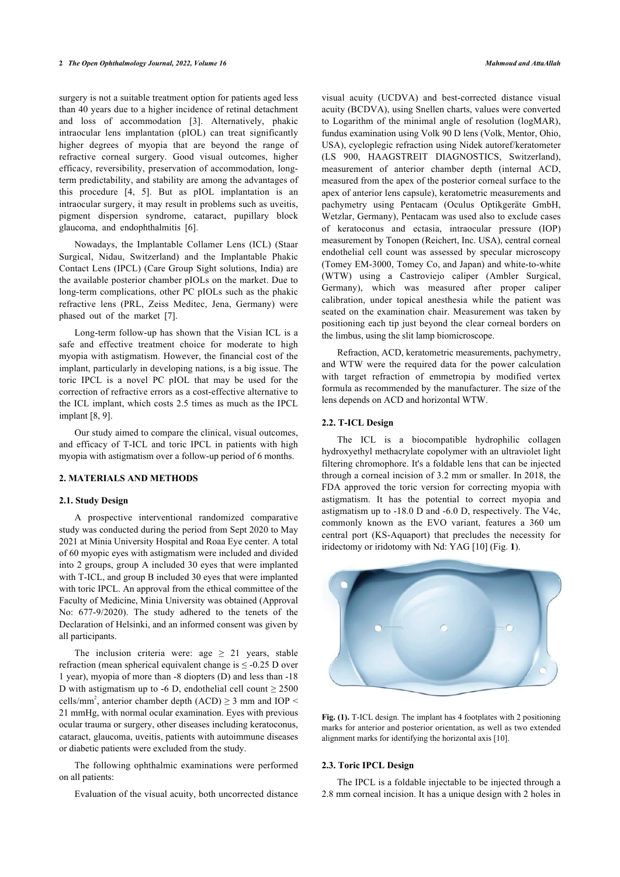surgery is not a suitable treatment option for patients aged less than 40 years due to a higher incidence of retinal detachment and loss of accommodation [3]. Alternatively, phakic intraocular lens implantation (pIOL) can treat significantly higher degrees of myopia that are beyond the range of refractive corneal surgery. Good visual outcomes, higher efficacy, reversibility, preservation of accommodation, long-term predictability, and stability are among the advantages of this procedure [4, 5]. But as pIOL implantation is an intraocular surgery, it may result in problems such as uveitis, pigment dispersion syndrome, cataract, pupillary block glaucoma, and endophthalmitis [6].

Nowadays, the Implantable Collamer Lens (ICL) (Staar Surgical, Nidau, Switzerland) and the Implantable Phakic Contact Lens (IPCL) (Care Group Sight solutions, India) are the available posterior chamber pIOLs on the market. Due to long-term complications, other PC pIOLs such as the phakic refractive lens (PRL, Zeiss Meditec, Jena, Germany) were phased out of the market [7].

Long-term follow-up has shown that the Visian ICL is a safe and effective treatment choice for moderate to high myopia with astigmatism. However, the financial cost of the implant, particularly in developing nations, is a big issue. The toric IPCL is a novel PC pIOL that may be used for the correction of refractive errors as a cost-effective alternative to the ICL implant, which costs 2.5 times as much as the IPCL implant [8, 9].

Our study aimed to compare the clinical, visual outcomes, and efficacy of T-ICL and toric IPCL in patients with high myopia with astigmatism over a follow-up period of 6 months.

## 2. MATERIALS AND METHODS

### 2.1. Study Design

A prospective interventional randomized comparative study was conducted during the period from Sept 2020 to May 2021 at Minia University Hospital and Roaa Eye center. A total of 60 myopic eyes with astigmatism were included and divided into 2 groups, group A included 30 eyes that were implanted with T-ICL, and group B included 30 eyes that were implanted with toric IPCL. An approval from the ethical committee of the Faculty of Medicine, Minia University was obtained (Approval No: 677-9/2020). The study adhered to the tenets of the Declaration of Helsinki, and an informed consent was given by all participants.

The inclusion criteria were: age ≥ 21 years, stable refraction (mean spherical equivalent change is ≤ -0.25 D over 1 year), myopia of more than -8 diopters (D) and less than -18 D with astigmatism up to -6 D, endothelial cell count ≥ 2500 cells/mm$^2$, anterior chamber depth (ACD) ≥ 3 mm and IOP < 21 mmHg, with normal ocular examination. Eyes with previous ocular trauma or surgery, other diseases including keratoconus, cataract, glaucoma, uveitis, patients with autoimmune diseases or diabetic patients were excluded from the study.

The following ophthalmic examinations were performed on all patients:

Evaluation of the visual acuity, both uncorrected distance visual acuity (UCDVA) and best-corrected distance visual acuity (BCDVA), using Snellen charts, values were converted to Logarithm of the minimal angle of resolution (logMAR), fundus examination using Volk 90 D lens (Volk, Mentor, Ohio, USA), cycloplegic refraction using Nidek autoref/keratometer (LS 900, HAAGSTREIT DIAGNOSTICS, Switzerland), measurement of anterior chamber depth (internal ACD, measured from the apex of the posterior corneal surface to the apex of anterior lens capsule), keratometric measurements and pachymetry using Pentacam (Oculus Optikgeräte GmbH, Wetzlar, Germany), Pentacam was used also to exclude cases of keratoconus and ectasia, intraocular pressure (IOP) measurement by Tonopen (Reichert, Inc. USA), central corneal endothelial cell count was assessed by specular microscopy (Tomey EM-3000, Tomey Co, and Japan) and white-to-white (WTW) using a Castroviejo caliper (Ambler Surgical, Germany), which was measured after proper caliper calibration, under topical anesthesia while the patient was seated on the examination chair. Measurement was taken by positioning each tip just beyond the clear corneal borders on the limbus, using the slit lamp biomicroscope.

Refraction, ACD, keratometric measurements, pachymetry, and WTW were the required data for the power calculation with target refraction of emmetropia by modified vertex formula as recommended by the manufacturer. The size of the lens depends on ACD and horizontal WTW.

### 2.2. T-ICL Design

The ICL is a biocompatible hydrophilic collagen hydroxyethyl methacrylate copolymer with an ultraviolet light filtering chromophore. It's a foldable lens that can be injected through a corneal incision of 3.2 mm or smaller. In 2018, the FDA approved the toric version for correcting myopia with astigmatism. It has the potential to correct myopia and astigmatism up to -18.0 D and -6.0 D, respectively. The V4c, commonly known as the EVO variant, features a 360 um central port (KS-Aquaport) that precludes the necessity for iridectomy or iridotomy with Nd: YAG [10] (Fig. **1**).

**Fig. (1).** T-ICL design. The implant has 4 footplates with 2 positioning marks for anterior and posterior orientation, as well as two extended alignment marks for identifying the horizontal axis [10].

### 2.3. Toric IPCL Design

The IPCL is a foldable injectable to be injected through a 2.8 mm corneal incision. It has a unique design with 2 holes in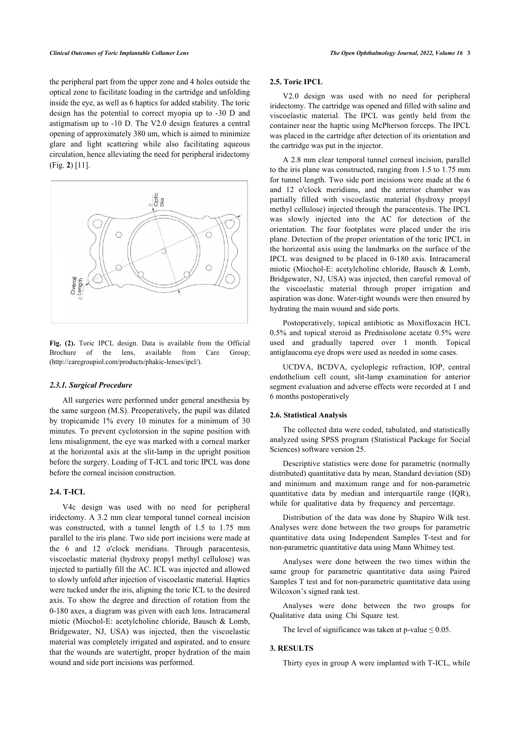the peripheral part from the upper zone and 4 holes outside the optical zone to facilitate loading in the cartridge and unfolding inside the eye, as well as 6 haptics for added stability. The toric design has the potential to correct myopia up to -30 D and astigmatism up to -10 D. The V2.0 design features a central opening of approximately 380 um, which is aimed to minimize glare and light scattering while also facilitating aqueous circulation, hence alleviating the need for peripheral iridectomy (Fig. **2**) [11].

**Fig. (2).** Toric IPCL design. Data is available from the Official Brochure of the lens, available from Care Group; (http://caregroupiol.com/products/phakic-lenses/ipcl/).

#### *2.3.1. Surgical Procedure*

All surgeries were performed under general anesthesia by the same surgeon (M.S). Preoperatively, the pupil was dilated by tropicamide 1% every 10 minutes for a minimum of 30 minutes. To prevent cyclotorsion in the supine position with lens misalignment, the eye was marked with a corneal marker at the horizontal axis at the slit-lamp in the upright position before the surgery. Loading of T-ICL and toric IPCL was done before the corneal incision construction.

### 2.4. T-ICL

V4c design was used with no need for peripheral iridectomy. A 3.2 mm clear temporal tunnel corneal incision was constructed, with a tunnel length of 1.5 to 1.75 mm parallel to the iris plane. Two side port incisions were made at the 6 and 12 o'clock meridians. Through paracentesis, viscoelastic material (hydroxy propyl methyl cellulose) was injected to partially fill the AC. ICL was injected and allowed to slowly unfold after injection of viscoelastic material. Haptics were tucked under the iris, aligning the toric ICL to the desired axis. To show the degree and direction of rotation from the 0-180 axes, a diagram was given with each lens. Intracameral miotic (Miochol-E: acetylcholine chloride, Bausch & Lomb, Bridgewater, NJ, USA) was injected, then the viscoelastic material was completely irrigated and aspirated, and to ensure that the wounds are watertight, proper hydration of the main wound and side port incisions was performed.

### 2.5. Toric IPCL

V2.0 design was used with no need for peripheral iridectomy. The cartridge was opened and filled with saline and viscoelastic material. The IPCL was gently held from the container near the haptic using McPherson forceps. The IPCL was placed in the cartridge after detection of its orientation and the cartridge was put in the injector.

A 2.8 mm clear temporal tunnel corneal incision, parallel to the iris plane was constructed, ranging from 1.5 to 1.75 mm for tunnel length. Two side port incisions were made at the 6 and 12 o'clock meridians, and the anterior chamber was partially filled with viscoelastic material (hydroxy propyl methyl cellulose) injected through the paracentesis. The IPCL was slowly injected into the AC for detection of the orientation. The four footplates were placed under the iris plane. Detection of the proper orientation of the toric IPCL in the horizontal axis using the landmarks on the surface of the IPCL was designed to be placed in 0-180 axis. Intracameral miotic (Miochol-E: acetylcholine chloride, Bausch & Lomb, Bridgewater, NJ, USA) was injected, then careful removal of the viscoelastic material through proper irrigation and aspiration was done. Water-tight wounds were then ensured by hydrating the main wound and side ports.

Postoperatively, topical antibiotic as Moxifloxacin HCL 0.5% and topical steroid as Prednisolone acetate 0.5% were used and gradually tapered over 1 month. Topical antiglaucoma eye drops were used as needed in some cases.

UCDVA, BCDVA, cycloplegic refraction, IOP, central endothelium cell count, slit-lamp examination for anterior segment evaluation and adverse effects were recorded at 1 and 6 months postoperatively

### 2.6. Statistical Analysis

The collected data were coded, tabulated, and statistically analyzed using SPSS program (Statistical Package for Social Sciences) software version 25.

Descriptive statistics were done for parametric (normally distributed) quantitative data by mean, Standard deviation (SD) and minimum and maximum range and for non-parametric quantitative data by median and interquartile range (IQR), while for qualitative data by frequency and percentage.

Distribution of the data was done by Shapiro Wilk test. Analyses were done between the two groups for parametric quantitative data using Independent Samples T-test and for non-parametric quantitative data using Mann Whitney test.

Analyses were done between the two times within the same group for parametric quantitative data using Paired Samples T test and for non-parametric quantitative data using Wilcoxon's signed rank test.

Analyses were done between the two groups for Qualitative data using Chi Square test.

The level of significance was taken at p-value $\leq 0.05$.

## 3. RESULTS

Thirty eyes in group A were implanted with T-ICL, while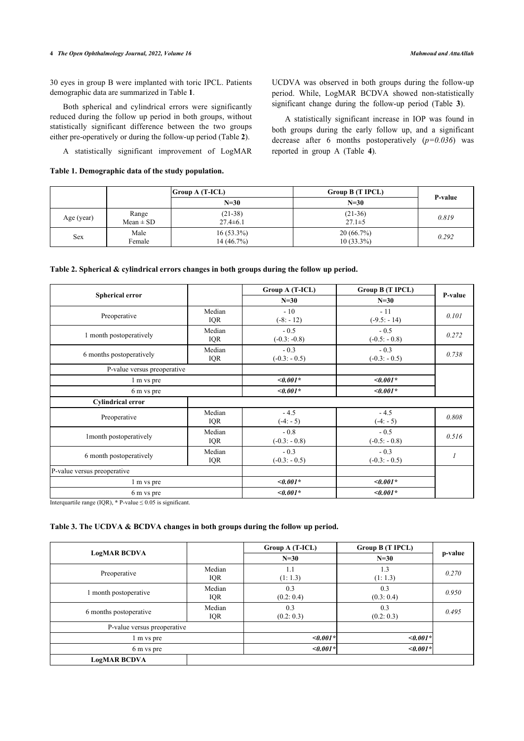30 eyes in group B were implanted with toric IPCL. Patients demographic data are summarized in Table **1**.

Both spherical and cylindrical errors were significantly reduced during the follow up period in both groups, without statistically significant difference between the two groups either pre-operatively or during the follow-up period (Table **2**).

A statistically significant improvement of LogMAR UCDVA was observed in both groups during the follow-up period. While, LogMAR BCDVA showed non-statistically significant change during the follow-up period (Table **3**).

A statistically significant increase in IOP was found in both groups during the early follow up, and a significant decrease after 6 months postoperatively (*p=0.036*) was reported in group A (Table **4**).

**Table 1. Demographic data of the study population.**

| | | Group A (T-ICL) | Group B (T IPCL) | P-value |
|---|---|---|---|---|
| | | N=30 | N=30 | |
| Age (year) | Range<br>Mean ± SD | (21-38)<br>27.4±6.1 | (21-36)<br>27.1±5 | *0.819* |
| Sex | Male<br>Female | 16 (53.3%)<br>14 (46.7%) | 20 (66.7%)<br>10 (33.3%) | *0.292* |

**Table 2. Spherical & cylindrical errors changes in both groups during the follow up period.**

| Spherical error | | Group A (T-ICL) | Group B (T IPCL) | P-value |
|---|---|---|---|---|
| | | N=30 | N=30 | |
| Preoperative | Median<br>IQR | - 10<br>(-8: - 12) | - 11<br>(-9.5: - 14) | *0.101* |
| 1 month postoperatively | Median<br>IQR | - 0.5<br>(-0.3: -0.8) | - 0.5<br>(-0.5: - 0.8) | *0.272* |
| 6 months postoperatively | Median<br>IQR | - 0.3<br>(-0.3: - 0.5) | - 0.3<br>(-0.3: - 0.5) | *0.738* |
| P-value versus preoperative | | | | |
| 1 m vs pre | | ***<0.001**** | ***<0.001**** | |
| 6 m vs pre | | ***<0.001**** | ***<0.001**** | |
| **Cylindrical error** | | | | |
| Preoperative | Median<br>IQR | - 4.5<br>(-4: - 5) | - 4.5<br>(-4: - 5) | *0.808* |
| 1month postoperatively | Median<br>IQR | - 0.8<br>(-0.3: - 0.8) | - 0.5<br>(-0.5: - 0.8) | *0.516* |
| 6 month postoperatively | Median<br>IQR | - 0.3<br>(-0.3: - 0.5) | - 0.3<br>(-0.3: - 0.5) | *1* |
| P-value versus preoperative | | | | |
| 1 m vs pre | | ***<0.001**** | ***<0.001**** | |
| 6 m vs pre | | ***<0.001**** | ***<0.001**** | |

Interquartile range (IQR), * P-value ≤ 0.05 is significant.

**Table 3. The UCDVA & BCDVA changes in both groups during the follow up period.**

| LogMAR BCDVA | | Group A (T-ICL) | Group B (T IPCL) | p-value |
|---|---|---|---|---|
| | | N=30 | N=30 | |
| Preoperative | Median<br>IQR | 1.1<br>(1: 1.3) | 1.3<br>(1: 1.3) | *0.270* |
| 1 month postoperative | Median<br>IQR | 0.3<br>(0.2: 0.4) | 0.3<br>(0.3: 0.4) | *0.950* |
| 6 months postoperative | Median<br>IQR | 0.3<br>(0.2: 0.3) | 0.3<br>(0.2: 0.3) | *0.495* |
| P-value versus preoperative | | | | |
| 1 m vs pre | | ***<0.001**** | ***<0.001**** | |
| 6 m vs pre | | ***<0.001**** | ***<0.001**** | |
| **LogMAR BCDVA** | | | | |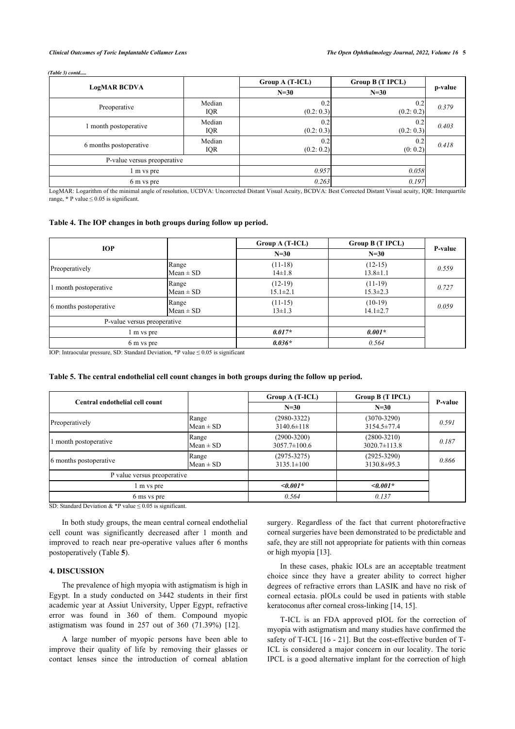*(Table 3) contd.....*

| LogMAR BCDVA | | Group A (T-ICL) | Group B (T IPCL) | p-value |
|---|---|---|---|---|
| | | N=30 | N=30 | |
| Preoperative | Median<br>IQR | 0.2<br>(0.2: 0.3) | 0.2<br>(0.2: 0.2) | *0.379* |
| 1 month postoperative | Median<br>IQR | 0.2<br>(0.2: 0.3) | 0.2<br>(0.2: 0.3) | *0.403* |
| 6 months postoperative | Median<br>IQR | 0.2<br>(0.2: 0.2) | 0.2<br>(0: 0.2) | *0.418* |
| P-value versus preoperative | | | | |
| 1 m vs pre | | *0.957* | *0.058* | |
| 6 m vs pre | | *0.263* | *0.197* | |

LogMAR: Logarithm of the minimal angle of resolution, UCDVA: Uncorrected Distant Visual Acuity, BCDVA: Best Corrected Distant Visual acuity, IQR: Interquartile range, * P value ≤ 0.05 is significant.

**Table 4. The IOP changes in both groups during follow up period.**

| IOP | | Group A (T-ICL) | Group B (T IPCL) | P-value |
|---|---|---|---|---|
| | | N=30 | N=30 | |
| Preoperatively | Range<br>Mean ± SD | (11-18)<br>14±1.8 | (12-15)<br>13.8±1.1 | *0.559* |
| 1 month postoperative | Range<br>Mean ± SD | (12-19)<br>15.1±2.1 | (11-19)<br>15.3±2.3 | *0.727* |
| 6 months postoperative | Range<br>Mean ± SD | (11-15)<br>13±1.3 | (10-19)<br>14.1±2.7 | *0.059* |
| P-value versus preoperative | | | | |
| 1 m vs pre | | ***0.017**** | ***0.001**** | |
| 6 m vs pre | | ***0.036**** | *0.564* | |

IOP: Intraocular pressure, SD: Standard Deviation, *P value ≤ 0.05 is significant

**Table 5. The central endothelial cell count changes in both groups during the follow up period.**

| Central endothelial cell count | | Group A (T-ICL) | Group B (T IPCL) | P-value |
|---|---|---|---|---|
| | | N=30 | N=30 | |
| Preoperatively | Range<br>Mean ± SD | (2980-3322)<br>3140.6±118 | (3070-3290)<br>3154.5±77.4 | *0.591* |
| 1 month postoperative | Range<br>Mean ± SD | (2900-3200)<br>3057.7±100.6 | (2800-3210)<br>3020.7±113.8 | *0.187* |
| 6 months postoperative | Range<br>Mean ± SD | (2975-3275)<br>3135.1±100 | (2925-3290)<br>3130.8±95.3 | *0.866* |
| P value versus preoperative | | | | |
| 1 m vs pre | | ***<0.001**** | ***<0.001**** | |
| 6 ms vs pre | | *0.564* | *0.137* | |

SD: Standard Deviation & *P value ≤ 0.05 is significant.

In both study groups, the mean central corneal endothelial cell count was significantly decreased after 1 month and improved to reach near pre-operative values after 6 months postoperatively (Table **5**).

## 4. DISCUSSION

The prevalence of high myopia with astigmatism is high in Egypt. In a study conducted on 3442 students in their first academic year at Assiut University, Upper Egypt, refractive error was found in 360 of them. Compound myopic astigmatism was found in 257 out of 360 (71.39%) [12].

A large number of myopic persons have been able to improve their quality of life by removing their glasses or contact lenses since the introduction of corneal ablation surgery. Regardless of the fact that current photorefractive corneal surgeries have been demonstrated to be predictable and safe, they are still not appropriate for patients with thin corneas or high myopia [13].

In these cases, phakic IOLs are an acceptable treatment choice since they have a greater ability to correct higher degrees of refractive errors than LASIK and have no risk of corneal ectasia. pIOLs could be used in patients with stable keratoconus after corneal cross-linking [14, 15].

T-ICL is an FDA approved pIOL for the correction of myopia with astigmatism and many studies have confirmed the safety of T-ICL [16 - 21]. But the cost-effective burden of T-ICL is considered a major concern in our locality. The toric IPCL is a good alternative implant for the correction of high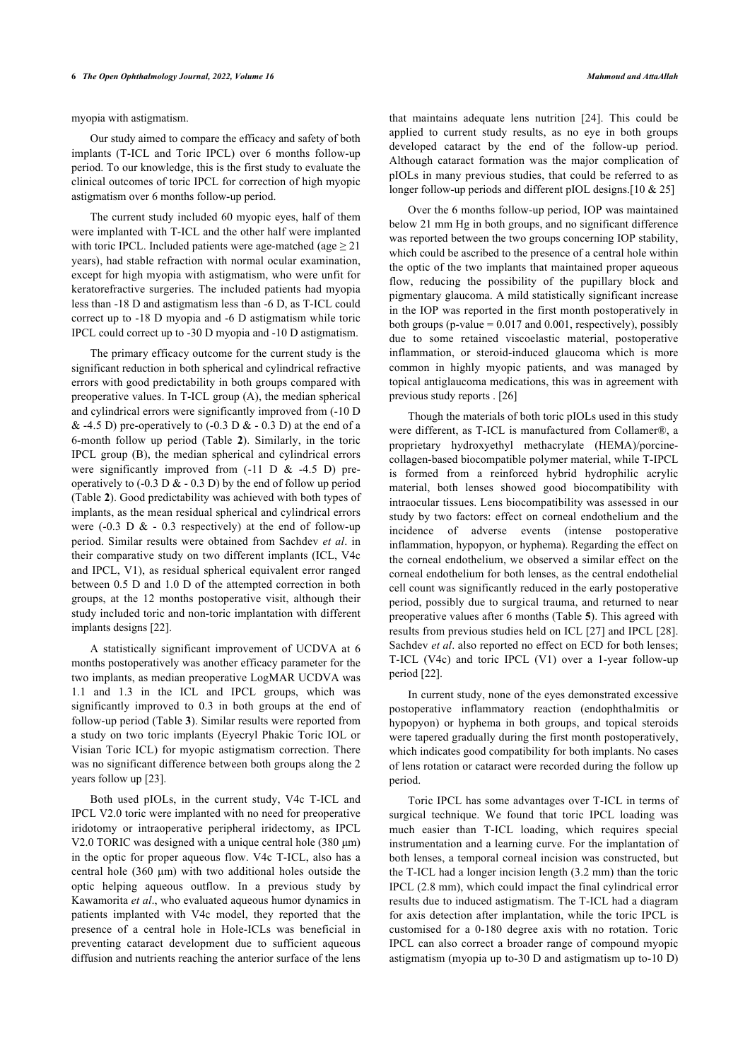myopia with astigmatism.

Our study aimed to compare the efficacy and safety of both implants (T-ICL and Toric IPCL) over 6 months follow-up period. To our knowledge, this is the first study to evaluate the clinical outcomes of toric IPCL for correction of high myopic astigmatism over 6 months follow-up period.

The current study included 60 myopic eyes, half of them were implanted with T-ICL and the other half were implanted with toric IPCL. Included patients were age-matched (age ≥ 21 years), had stable refraction with normal ocular examination, except for high myopia with astigmatism, who were unfit for keratorefractive surgeries. The included patients had myopia less than -18 D and astigmatism less than -6 D, as T-ICL could correct up to -18 D myopia and -6 D astigmatism while toric IPCL could correct up to -30 D myopia and -10 D astigmatism.

The primary efficacy outcome for the current study is the significant reduction in both spherical and cylindrical refractive errors with good predictability in both groups compared with preoperative values. In T-ICL group (A), the median spherical and cylindrical errors were significantly improved from (-10 D & -4.5 D) pre-operatively to (-0.3 D & - 0.3 D) at the end of a 6-month follow up period (Table **2**). Similarly, in the toric IPCL group (B), the median spherical and cylindrical errors were significantly improved from (-11 D & -4.5 D) pre-operatively to (-0.3 D & - 0.3 D) by the end of follow up period (Table **2**). Good predictability was achieved with both types of implants, as the mean residual spherical and cylindrical errors were (-0.3 D & - 0.3 respectively) at the end of follow-up period. Similar results were obtained from Sachdev *et al*. in their comparative study on two different implants (ICL, V4c and IPCL, V1), as residual spherical equivalent error ranged between 0.5 D and 1.0 D of the attempted correction in both groups, at the 12 months postoperative visit, although their study included toric and non-toric implantation with different implants designs [22].

A statistically significant improvement of UCDVA at 6 months postoperatively was another efficacy parameter for the two implants, as median preoperative LogMAR UCDVA was 1.1 and 1.3 in the ICL and IPCL groups, which was significantly improved to 0.3 in both groups at the end of follow-up period (Table **3**). Similar results were reported from a study on two toric implants (Eyecryl Phakic Toric IOL or Visian Toric ICL) for myopic astigmatism correction. There was no significant difference between both groups along the 2 years follow up [23].

Both used pIOLs, in the current study, V4c T-ICL and IPCL V2.0 toric were implanted with no need for preoperative iridotomy or intraoperative peripheral iridectomy, as IPCL V2.0 TORIC was designed with a unique central hole (380 μm) in the optic for proper aqueous flow. V4c T-ICL, also has a central hole (360 μm) with two additional holes outside the optic helping aqueous outflow. In a previous study by Kawamorita *et al*., who evaluated aqueous humor dynamics in patients implanted with V4c model, they reported that the presence of a central hole in Hole-ICLs was beneficial in preventing cataract development due to sufficient aqueous diffusion and nutrients reaching the anterior surface of the lens that maintains adequate lens nutrition [24]. This could be applied to current study results, as no eye in both groups developed cataract by the end of the follow-up period. Although cataract formation was the major complication of pIOLs in many previous studies, that could be referred to as longer follow-up periods and different pIOL designs.[10 & 25]

Over the 6 months follow-up period, IOP was maintained below 21 mm Hg in both groups, and no significant difference was reported between the two groups concerning IOP stability, which could be ascribed to the presence of a central hole within the optic of the two implants that maintained proper aqueous flow, reducing the possibility of the pupillary block and pigmentary glaucoma. A mild statistically significant increase in the IOP was reported in the first month postoperatively in both groups (p-value = 0.017 and 0.001, respectively), possibly due to some retained viscoelastic material, postoperative inflammation, or steroid-induced glaucoma which is more common in highly myopic patients, and was managed by topical antiglaucoma medications, this was in agreement with previous study reports . [26]

Though the materials of both toric pIOLs used in this study were different, as T-ICL is manufactured from Collamer®, a proprietary hydroxyethyl methacrylate (HEMA)/porcine-collagen-based biocompatible polymer material, while T-IPCL is formed from a reinforced hybrid hydrophilic acrylic material, both lenses showed good biocompatibility with intraocular tissues. Lens biocompatibility was assessed in our study by two factors: effect on corneal endothelium and the incidence of adverse events (intense postoperative inflammation, hypopyon, or hyphema). Regarding the effect on the corneal endothelium, we observed a similar effect on the corneal endothelium for both lenses, as the central endothelial cell count was significantly reduced in the early postoperative period, possibly due to surgical trauma, and returned to near preoperative values after 6 months (Table **5**). This agreed with results from previous studies held on ICL [27] and IPCL [28]. Sachdev *et al*. also reported no effect on ECD for both lenses; T-ICL (V4c) and toric IPCL (V1) over a 1-year follow-up period [22].

In current study, none of the eyes demonstrated excessive postoperative inflammatory reaction (endophthalmitis or hypopyon) or hyphema in both groups, and topical steroids were tapered gradually during the first month postoperatively, which indicates good compatibility for both implants. No cases of lens rotation or cataract were recorded during the follow up period.

Toric IPCL has some advantages over T-ICL in terms of surgical technique. We found that toric IPCL loading was much easier than T-ICL loading, which requires special instrumentation and a learning curve. For the implantation of both lenses, a temporal corneal incision was constructed, but the T-ICL had a longer incision length (3.2 mm) than the toric IPCL (2.8 mm), which could impact the final cylindrical error results due to induced astigmatism. The T-ICL had a diagram for axis detection after implantation, while the toric IPCL is customised for a 0-180 degree axis with no rotation. Toric IPCL can also correct a broader range of compound myopic astigmatism (myopia up to-30 D and astigmatism up to-10 D)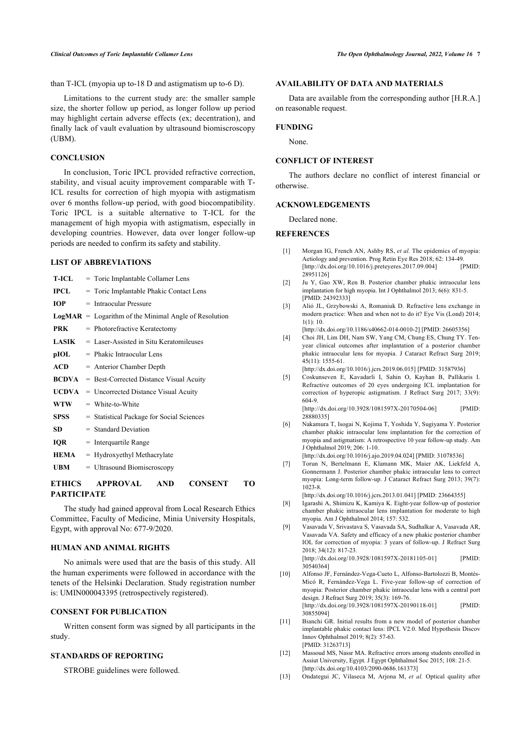than T-ICL (myopia up to-18 D and astigmatism up to-6 D).

Limitations to the current study are: the smaller sample size, the shorter follow up period, as longer follow up period may highlight certain adverse effects (ex; decentration), and finally lack of vault evaluation by ultrasound biomicroscopy (UBM).

## CONCLUSION

In conclusion, Toric IPCL provided refractive correction, stability, and visual acuity improvement comparable with T-ICL results for correction of high myopia with astigmatism over 6 months follow-up period, with good biocompatibility. Toric IPCL is a suitable alternative to T-ICL for the management of high myopia with astigmatism, especially in developing countries. However, data over longer follow-up periods are needed to confirm its safety and stability.

## LIST OF ABBREVIATIONS

| | | |
|---|---|---|
| **T-ICL** | = | Toric Implantable Collamer Lens |
| **IPCL** | = | Toric Implantable Phakic Contact Lens |
| **IOP** | = | Intraocular Pressure |
| **LogMAR** | = | Logarithm of the Minimal Angle of Resolution |
| **PRK** | = | Photorefractive Keratectomy |
| **LASIK** | = | Laser-Assisted in Situ Keratomileuses |
| **pIOL** | = | Phakic Intraocular Lens |
| **ACD** | = | Anterior Chamber Depth |
| **BCDVA** | = | Best-Corrected Distance Visual Acuity |
| **UCDVA** | = | Uncorrected Distance Visual Acuity |
| **WTW** | = | White-to-White |
| **SPSS** | = | Statistical Package for Social Sciences |
| **SD** | = | Standard Deviation |
| **IQR** | = | Interquartile Range |
| **HEMA** | = | Hydroxyethyl Methacrylate |
| **UBM** | = | Ultrasound Biomicroscopy |

## ETHICS APPROVAL AND CONSENT TO PARTICIPATE

The study had gained approval from Local Research Ethics Committee, Faculty of Medicine, Minia University Hospitals, Egypt, with approval No: 677-9/2020.

## HUMAN AND ANIMAL RIGHTS

No animals were used that are the basis of this study. All the human experiments were followed in accordance with the tenets of the Helsinki Declaration. Study registration number is: UMIN000043395 (retrospectively registered).

## CONSENT FOR PUBLICATION

Written consent form was signed by all participants in the study.

## STANDARDS OF REPORTING

STROBE guidelines were followed.

## AVAILABILITY OF DATA AND MATERIALS

Data are available from the corresponding author [H.R.A.] on reasonable request.

## FUNDING

None.

## CONFLICT OF INTEREST

The authors declare no conflict of interest financial or otherwise.

## ACKNOWLEDGEMENTS

Declared none.

## REFERENCES

[1] Morgan IG, French AN, Ashby RS, *et al.* The epidemics of myopia: Aetiology and prevention. Prog Retin Eye Res 2018; 62: 134-49. [http://dx.doi.org/10.1016/j.preteyeres.2017.09.004] [PMID: 28951126]

[2] Ju Y, Gao XW, Ren B. Posterior chamber phakic intraocular lens implantation for high myopia. Int J Ophthalmol 2013; 6(6): 831-5. [PMID: 24392333]

[3] Alió JL, Grzybowski A, Romaniuk D. Refractive lens exchange in modern practice: When and when not to do it? Eye Vis (Lond) 2014; 1(1): 10. [http://dx.doi.org/10.1186/s40662-014-0010-2] [PMID: 26605356]

[4] Choi JH, Lim DH, Nam SW, Yang CM, Chung ES, Chung TY. Ten-year clinical outcomes after implantation of a posterior chamber phakic intraocular lens for myopia. J Cataract Refract Surg 2019; 45(11): 1555-61. [http://dx.doi.org/10.1016/j.jcrs.2019.06.015] [PMID: 31587936]

[5] Coskunseven E, Kavadarli I, Sahin O, Kayhan B, Pallikaris I. Refractive outcomes of 20 eyes undergoing ICL implantation for correction of hyperopic astigmatism. J Refract Surg 2017; 33(9): 604-9. [http://dx.doi.org/10.3928/1081597X-20170504-06] [PMID: 28880335]

[6] Nakamura T, Isogai N, Kojima T, Yoshida Y, Sugiyama Y. Posterior chamber phakic intraocular lens implantation for the correction of myopia and astigmatism: A retrospective 10 year follow-up study. Am J Ophthalmol 2019; 206: 1-10. [http://dx.doi.org/10.1016/j.ajo.2019.04.024] [PMID: 31078536]

[7] Torun N, Bertelmann E, Klamann MK, Maier AK, Liekfeld A, Gonnermann J. Posterior chamber phakic intraocular lens to correct myopia: Long-term follow-up. J Cataract Refract Surg 2013; 39(7): 1023-8. [http://dx.doi.org/10.1016/j.jcrs.2013.01.041] [PMID: 23664355]

[8] Igarashi A, Shimizu K, Kamiya K. Eight-year follow-up of posterior chamber phakic intraocular lens implantation for moderate to high myopia. Am J Ophthalmol 2014; 157: 532.

[9] Vasavada V, Srivastava S, Vasavada SA, Sudhalkar A, Vasavada AR, Vasavada VA. Safety and efficacy of a new phakic posterior chamber IOL for correction of myopia: 3 years of follow-up. J Refract Surg 2018; 34(12): 817-23. [http://dx.doi.org/10.3928/1081597X-20181105-01] [PMID: 30540364]

[10] Alfonso JF, Fernández-Vega-Cueto L, Alfonso-Bartolozzi B, Montés-Micó R, Fernández-Vega L. Five-year follow-up of correction of myopia: Posterior chamber phakic intraocular lens with a central port design. J Refract Surg 2019; 35(3): 169-76. [http://dx.doi.org/10.3928/1081597X-20190118-01] [PMID: 30855094]

[11] Bianchi GR. Initial results from a new model of posterior chamber implantable phakic contact lens: IPCL V2.0. Med Hypothesis Discov Innov Ophthalmol 2019; 8(2): 57-63. [PMID: 31263713]

[12] Massoud MS, Nassr MA. Refractive errors among students enrolled in Assiut University, Egypt. J Egypt Ophthalmol Soc 2015; 108: 21-5. [http://dx.doi.org/10.4103/2090-0686.161373]

[13] Ondategui JC, Vilaseca M, Arjona M, *et al.* Optical quality after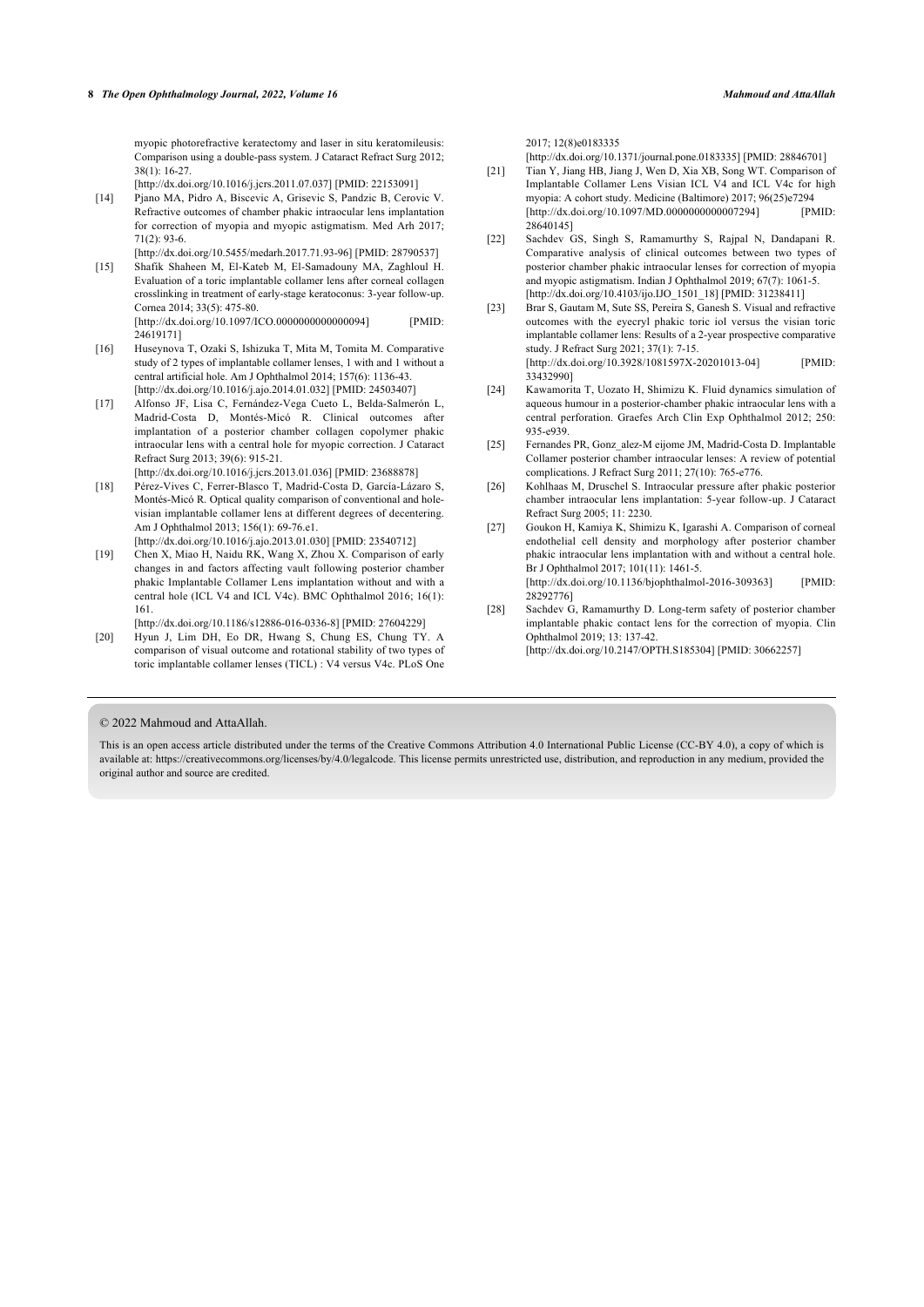myopic photorefractive keratectomy and laser in situ keratomileusis: Comparison using a double-pass system. J Cataract Refract Surg 2012; 38(1): 16-27.
[http://dx.doi.org/10.1016/j.jcrs.2011.07.037] [PMID: 22153091]

[14] Pjano MA, Pidro A, Biscevic A, Grisevic S, Pandzic B, Cerovic V. Refractive outcomes of chamber phakic intraocular lens implantation for correction of myopia and myopic astigmatism. Med Arh 2017; 71(2): 93-6.
[http://dx.doi.org/10.5455/medarh.2017.71.93-96] [PMID: 28790537]

[15] Shafik Shaheen M, El-Kateb M, El-Samadouny MA, Zaghloul H. Evaluation of a toric implantable collamer lens after corneal collagen crosslinking in treatment of early-stage keratoconus: 3-year follow-up. Cornea 2014; 33(5): 475-80.
[http://dx.doi.org/10.1097/ICO.0000000000000094] [PMID: 24619171]

[16] Huseynova T, Ozaki S, Ishizuka T, Mita M, Tomita M. Comparative study of 2 types of implantable collamer lenses, 1 with and 1 without a central artificial hole. Am J Ophthalmol 2014; 157(6): 1136-43.
[http://dx.doi.org/10.1016/j.ajo.2014.01.032] [PMID: 24503407]

[17] Alfonso JF, Lisa C, Fernández-Vega Cueto L, Belda-Salmerón L, Madrid-Costa D, Montés-Micó R. Clinical outcomes after implantation of a posterior chamber collagen copolymer phakic intraocular lens with a central hole for myopic correction. J Cataract Refract Surg 2013; 39(6): 915-21.
[http://dx.doi.org/10.1016/j.jcrs.2013.01.036] [PMID: 23688878]

[18] Pérez-Vives C, Ferrer-Blasco T, Madrid-Costa D, García-Lázaro S, Montés-Micó R. Optical quality comparison of conventional and hole-visian implantable collamer lens at different degrees of decentering. Am J Ophthalmol 2013; 156(1): 69-76.e1.
[http://dx.doi.org/10.1016/j.ajo.2013.01.030] [PMID: 23540712]

[19] Chen X, Miao H, Naidu RK, Wang X, Zhou X. Comparison of early changes in and factors affecting vault following posterior chamber phakic Implantable Collamer Lens implantation without and with a central hole (ICL V4 and ICL V4c). BMC Ophthalmol 2016; 16(1): 161.
[http://dx.doi.org/10.1186/s12886-016-0336-8] [PMID: 27604229]

[20] Hyun J, Lim DH, Eo DR, Hwang S, Chung ES, Chung TY. A comparison of visual outcome and rotational stability of two types of toric implantable collamer lenses (TICL) : V4 versus V4c. PLoS One 2017; 12(8)e0183335
[http://dx.doi.org/10.1371/journal.pone.0183335] [PMID: 28846701]

[21] Tian Y, Jiang HB, Jiang J, Wen D, Xia XB, Song WT. Comparison of Implantable Collamer Lens Visian ICL V4 and ICL V4c for high myopia: A cohort study. Medicine (Baltimore) 2017; 96(25)e7294
[http://dx.doi.org/10.1097/MD.0000000000007294] [PMID: 28640145]

[22] Sachdev GS, Singh S, Ramamurthy S, Rajpal N, Dandapani R. Comparative analysis of clinical outcomes between two types of posterior chamber phakic intraocular lenses for correction of myopia and myopic astigmatism. Indian J Ophthalmol 2019; 67(7): 1061-5.
[http://dx.doi.org/10.4103/ijo.IJO_1501_18] [PMID: 31238411]

[23] Brar S, Gautam M, Sute SS, Pereira S, Ganesh S. Visual and refractive outcomes with the eyecryl phakic toric iol versus the visian toric implantable collamer lens: Results of a 2-year prospective comparative study. J Refract Surg 2021; 37(1): 7-15.
[http://dx.doi.org/10.3928/1081597X-20201013-04] [PMID: 33432990]

[24] Kawamorita T, Uozato H, Shimizu K. Fluid dynamics simulation of aqueous humour in a posterior-chamber phakic intraocular lens with a central perforation. Graefes Arch Clin Exp Ophthalmol 2012; 250: 935-e939.

[25] Fernandes PR, Gonz_alez-M eijome JM, Madrid-Costa D. Implantable Collamer posterior chamber intraocular lenses: A review of potential complications. J Refract Surg 2011; 27(10): 765-e776.

[26] Kohlhaas M, Druschel S. Intraocular pressure after phakic posterior chamber intraocular lens implantation: 5-year follow-up. J Cataract Refract Surg 2005; 11: 2230.

[27] Goukon H, Kamiya K, Shimizu K, Igarashi A. Comparison of corneal endothelial cell density and morphology after posterior chamber phakic intraocular lens implantation with and without a central hole. Br J Ophthalmol 2017; 101(11): 1461-5.
[http://dx.doi.org/10.1136/bjophthalmol-2016-309363] [PMID: 28292776]

[28] Sachdev G, Ramamurthy D. Long-term safety of posterior chamber implantable phakic contact lens for the correction of myopia. Clin Ophthalmol 2019; 13: 137-42.
[http://dx.doi.org/10.2147/OPTH.S185304] [PMID: 30662257]

© 2022 Mahmoud and AttaAllah.

This is an open access article distributed under the terms of the Creative Commons Attribution 4.0 International Public License (CC-BY 4.0), a copy of which is available at: https://creativecommons.org/licenses/by/4.0/legalcode. This license permits unrestricted use, distribution, and reproduction in any medium, provided the original author and source are credited.